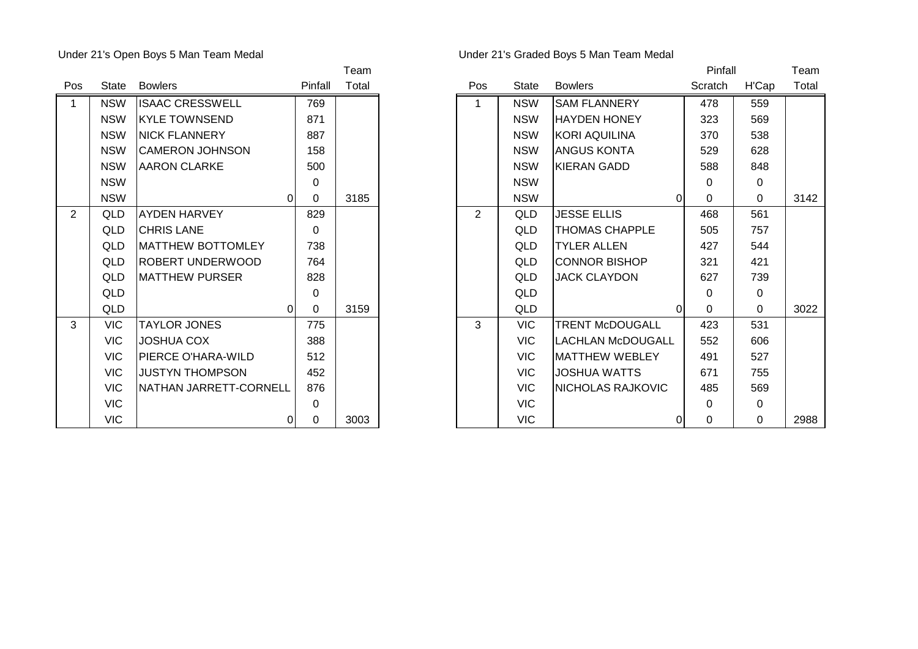## Under 21's Open Boys 5 Man Team Medal

| Pos | State | Bowlers | | Pinfall | Team Total |
|---|---|---|---|---|---|
| 1 | NSW | ISAAC CRESSWELL | | 769 | |
| | NSW | KYLE TOWNSEND | | 871 | |
| | NSW | NICK FLANNERY | | 887 | |
| | NSW | CAMERON JOHNSON | | 158 | |
| | NSW | AARON CLARKE | | 500 | |
| | NSW | | | 0 | |
| | NSW | | 0 | 0 | 3185 |
| 2 | QLD | AYDEN HARVEY | | 829 | |
| | QLD | CHRIS LANE | | 0 | |
| | QLD | MATTHEW BOTTOMLEY | | 738 | |
| | QLD | ROBERT UNDERWOOD | | 764 | |
| | QLD | MATTHEW PURSER | | 828 | |
| | QLD | | | 0 | |
| | QLD | | 0 | 0 | 3159 |
| 3 | VIC | TAYLOR JONES | | 775 | |
| | VIC | JOSHUA COX | | 388 | |
| | VIC | PIERCE O'HARA-WILD | | 512 | |
| | VIC | JUSTYN THOMPSON | | 452 | |
| | VIC | NATHAN JARRETT-CORNELL | | 876 | |
| | VIC | | | 0 | |
| | VIC | | 0 | 0 | 3003 |

## Under 21's Graded Boys 5 Man Team Medal

| Pos | State | Bowlers | | Pinfall Scratch | Pinfall H'Cap | Team Total |
|---|---|---|---|---|---|---|
| 1 | NSW | SAM FLANNERY | | 478 | 559 | |
| | NSW | HAYDEN HONEY | | 323 | 569 | |
| | NSW | KORI AQUILINA | | 370 | 538 | |
| | NSW | ANGUS KONTA | | 529 | 628 | |
| | NSW | KIERAN GADD | | 588 | 848 | |
| | NSW | | | 0 | 0 | |
| | NSW | | 0 | 0 | 0 | 3142 |
| 2 | QLD | JESSE ELLIS | | 468 | 561 | |
| | QLD | THOMAS CHAPPLE | | 505 | 757 | |
| | QLD | TYLER ALLEN | | 427 | 544 | |
| | QLD | CONNOR BISHOP | | 321 | 421 | |
| | QLD | JACK CLAYDON | | 627 | 739 | |
| | QLD | | | 0 | 0 | |
| | QLD | | 0 | 0 | 0 | 3022 |
| 3 | VIC | TRENT McDOUGALL | | 423 | 531 | |
| | VIC | LACHLAN McDOUGALL | | 552 | 606 | |
| | VIC | MATTHEW WEBLEY | | 491 | 527 | |
| | VIC | JOSHUA WATTS | | 671 | 755 | |
| | VIC | NICHOLAS RAJKOVIC | | 485 | 569 | |
| | VIC | | | 0 | 0 | |
| | VIC | | 0 | 0 | 0 | 2988 |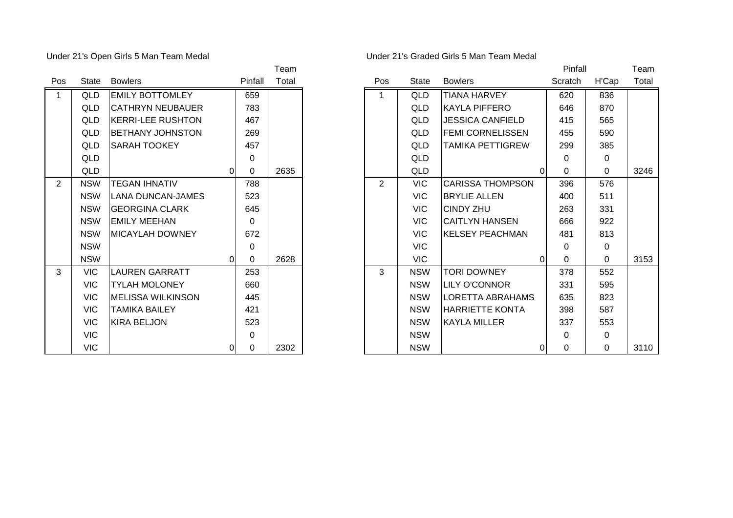Under 21's Open Girls 5 Man Team Medal

| Pos | State | Bowlers | | Pinfall | Team Total |
|---|---|---|---|---|---|
| 1 | QLD | EMILY BOTTOMLEY | | 659 | |
| | QLD | CATHRYN NEUBAUER | | 783 | |
| | QLD | KERRI-LEE RUSHTON | | 467 | |
| | QLD | BETHANY JOHNSTON | | 269 | |
| | QLD | SARAH TOOKEY | | 457 | |
| | QLD | | | 0 | |
| | QLD | | 0 | 0 | 2635 |
| 2 | NSW | TEGAN IHNATIV | | 788 | |
| | NSW | LANA DUNCAN-JAMES | | 523 | |
| | NSW | GEORGINA CLARK | | 645 | |
| | NSW | EMILY MEEHAN | | 0 | |
| | NSW | MICAYLAH DOWNEY | | 672 | |
| | NSW | | | 0 | |
| | NSW | | 0 | 0 | 2628 |
| 3 | VIC | LAUREN GARRATT | | 253 | |
| | VIC | TYLAH MOLONEY | | 660 | |
| | VIC | MELISSA WILKINSON | | 445 | |
| | VIC | TAMIKA BAILEY | | 421 | |
| | VIC | KIRA BELJON | | 523 | |
| | VIC | | | 0 | |
| | VIC | | 0 | 0 | 2302 |

Under 21's Graded Girls 5 Man Team Medal

| Pos | State | Bowlers | | Pinfall Scratch | H'Cap | Team Total |
|---|---|---|---|---|---|---|
| 1 | QLD | TIANA HARVEY | | 620 | 836 | |
| | QLD | KAYLA PIFFERO | | 646 | 870 | |
| | QLD | JESSICA CANFIELD | | 415 | 565 | |
| | QLD | FEMI CORNELISSEN | | 455 | 590 | |
| | QLD | TAMIKA PETTIGREW | | 299 | 385 | |
| | QLD | | | 0 | 0 | |
| | QLD | | 0 | 0 | 0 | 3246 |
| 2 | VIC | CARISSA THOMPSON | | 396 | 576 | |
| | VIC | BRYLIE ALLEN | | 400 | 511 | |
| | VIC | CINDY ZHU | | 263 | 331 | |
| | VIC | CAITLYN HANSEN | | 666 | 922 | |
| | VIC | KELSEY PEACHMAN | | 481 | 813 | |
| | VIC | | | 0 | 0 | |
| | VIC | | 0 | 0 | 0 | 3153 |
| 3 | NSW | TORI DOWNEY | | 378 | 552 | |
| | NSW | LILY O'CONNOR | | 331 | 595 | |
| | NSW | LORETTA ABRAHAMS | | 635 | 823 | |
| | NSW | HARRIETTE KONTA | | 398 | 587 | |
| | NSW | KAYLA MILLER | | 337 | 553 | |
| | NSW | | | 0 | 0 | |
| | NSW | | 0 | 0 | 0 | 3110 |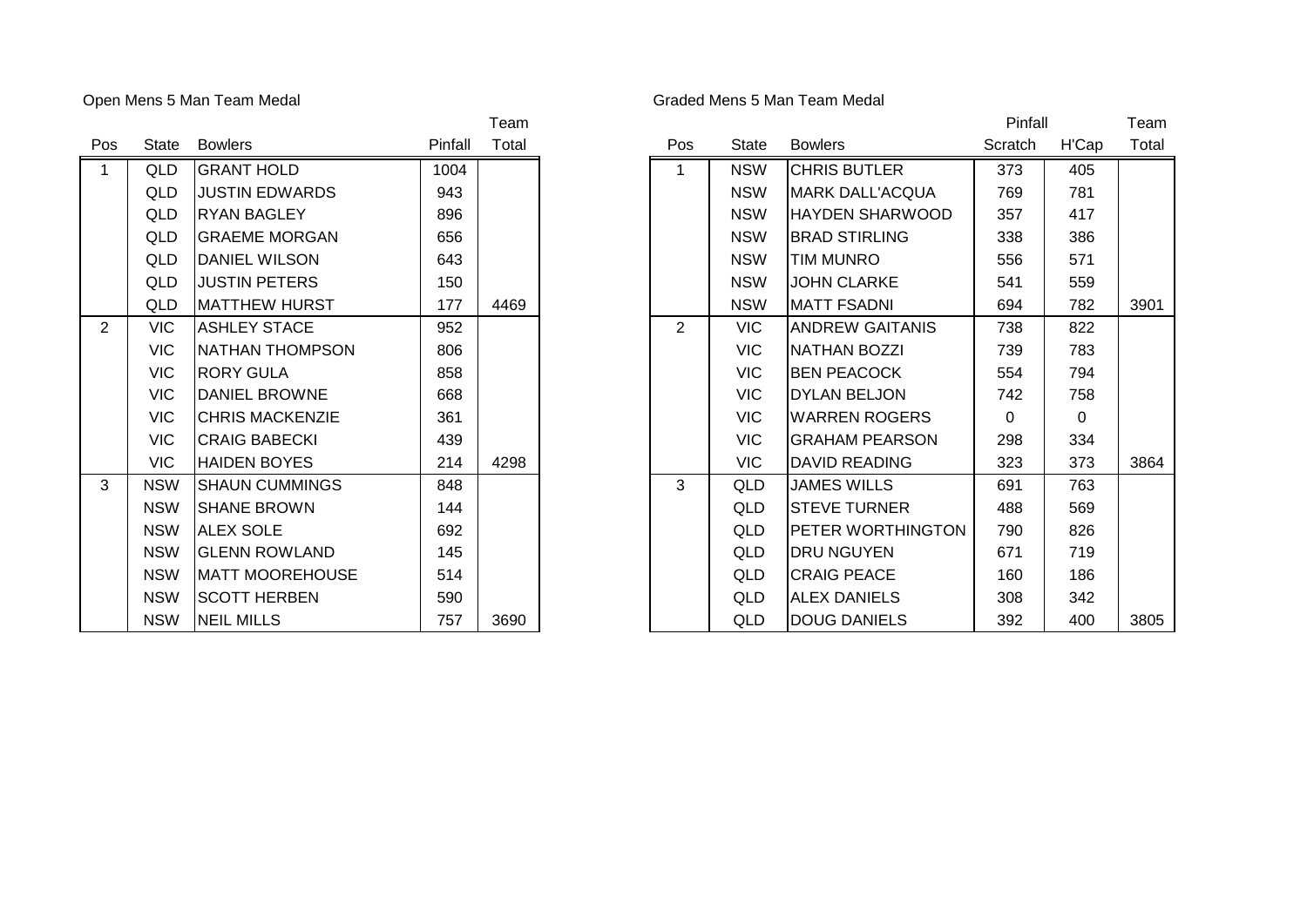Open Mens 5 Man Team Medal

| Pos | State | Bowlers | Pinfall | Team Total |
|---|---|---|---|---|
| 1 | QLD | GRANT HOLD | 1004 | |
| | QLD | JUSTIN EDWARDS | 943 | |
| | QLD | RYAN BAGLEY | 896 | |
| | QLD | GRAEME MORGAN | 656 | |
| | QLD | DANIEL WILSON | 643 | |
| | QLD | JUSTIN PETERS | 150 | |
| | QLD | MATTHEW HURST | 177 | 4469 |
| 2 | VIC | ASHLEY STACE | 952 | |
| | VIC | NATHAN THOMPSON | 806 | |
| | VIC | RORY GULA | 858 | |
| | VIC | DANIEL BROWNE | 668 | |
| | VIC | CHRIS MACKENZIE | 361 | |
| | VIC | CRAIG BABECKI | 439 | |
| | VIC | HAIDEN BOYES | 214 | 4298 |
| 3 | NSW | SHAUN CUMMINGS | 848 | |
| | NSW | SHANE BROWN | 144 | |
| | NSW | ALEX SOLE | 692 | |
| | NSW | GLENN ROWLAND | 145 | |
| | NSW | MATT MOOREHOUSE | 514 | |
| | NSW | SCOTT HERBEN | 590 | |
| | NSW | NEIL MILLS | 757 | 3690 |

Graded Mens 5 Man Team Medal

| Pos | State | Bowlers | Pinfall Scratch | Pinfall H'Cap | Team Total |
|---|---|---|---|---|---|
| 1 | NSW | CHRIS BUTLER | 373 | 405 | |
| | NSW | MARK DALL'ACQUA | 769 | 781 | |
| | NSW | HAYDEN SHARWOOD | 357 | 417 | |
| | NSW | BRAD STIRLING | 338 | 386 | |
| | NSW | TIM MUNRO | 556 | 571 | |
| | NSW | JOHN CLARKE | 541 | 559 | |
| | NSW | MATT FSADNI | 694 | 782 | 3901 |
| 2 | VIC | ANDREW GAITANIS | 738 | 822 | |
| | VIC | NATHAN BOZZI | 739 | 783 | |
| | VIC | BEN PEACOCK | 554 | 794 | |
| | VIC | DYLAN BELJON | 742 | 758 | |
| | VIC | WARREN ROGERS | 0 | 0 | |
| | VIC | GRAHAM PEARSON | 298 | 334 | |
| | VIC | DAVID READING | 323 | 373 | 3864 |
| 3 | QLD | JAMES WILLS | 691 | 763 | |
| | QLD | STEVE TURNER | 488 | 569 | |
| | QLD | PETER WORTHINGTON | 790 | 826 | |
| | QLD | DRU NGUYEN | 671 | 719 | |
| | QLD | CRAIG PEACE | 160 | 186 | |
| | QLD | ALEX DANIELS | 308 | 342 | |
| | QLD | DOUG DANIELS | 392 | 400 | 3805 |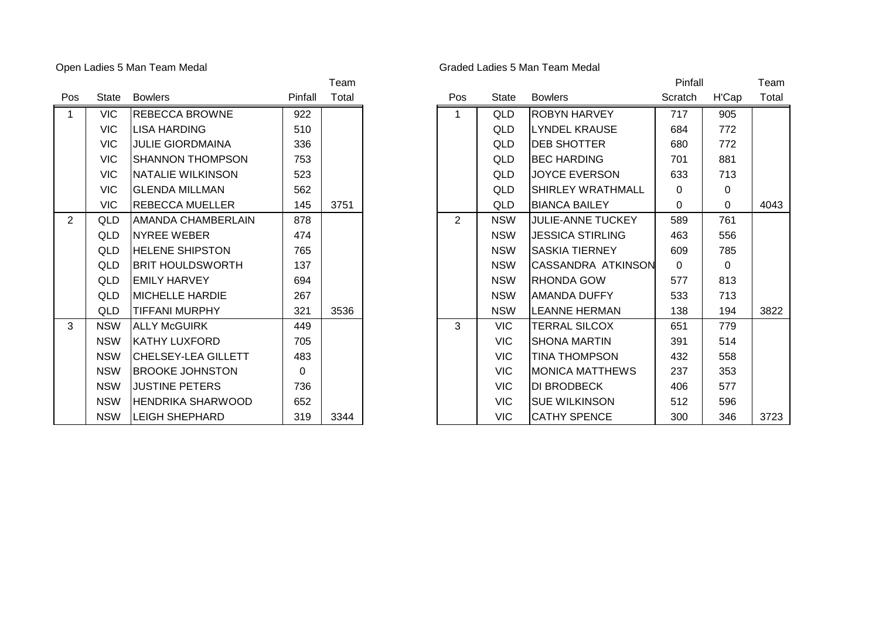Open Ladies 5 Man Team Medal

| Pos | State | Bowlers | Pinfall | Team Total |
|---|---|---|---|---|
| 1 | VIC | REBECCA BROWNE | 922 | |
| | VIC | LISA HARDING | 510 | |
| | VIC | JULIE GIORDMAINA | 336 | |
| | VIC | SHANNON THOMPSON | 753 | |
| | VIC | NATALIE WILKINSON | 523 | |
| | VIC | GLENDA MILLMAN | 562 | |
| | VIC | REBECCA MUELLER | 145 | 3751 |
| 2 | QLD | AMANDA CHAMBERLAIN | 878 | |
| | QLD | NYREE WEBER | 474 | |
| | QLD | HELENE SHIPSTON | 765 | |
| | QLD | BRIT HOULDSWORTH | 137 | |
| | QLD | EMILY HARVEY | 694 | |
| | QLD | MICHELLE HARDIE | 267 | |
| | QLD | TIFFANI MURPHY | 321 | 3536 |
| 3 | NSW | ALLY McGUIRK | 449 | |
| | NSW | KATHY LUXFORD | 705 | |
| | NSW | CHELSEY-LEA GILLETT | 483 | |
| | NSW | BROOKE JOHNSTON | 0 | |
| | NSW | JUSTINE PETERS | 736 | |
| | NSW | HENDRIKA SHARWOOD | 652 | |
| | NSW | LEIGH SHEPHARD | 319 | 3344 |

Graded Ladies 5 Man Team Medal

| Pos | State | Bowlers | Pinfall Scratch | H'Cap | Team Total |
|---|---|---|---|---|---|
| 1 | QLD | ROBYN HARVEY | 717 | 905 | |
| | QLD | LYNDEL KRAUSE | 684 | 772 | |
| | QLD | DEB SHOTTER | 680 | 772 | |
| | QLD | BEC HARDING | 701 | 881 | |
| | QLD | JOYCE EVERSON | 633 | 713 | |
| | QLD | SHIRLEY WRATHMALL | 0 | 0 | |
| | QLD | BIANCA BAILEY | 0 | 0 | 4043 |
| 2 | NSW | JULIE-ANNE TUCKEY | 589 | 761 | |
| | NSW | JESSICA STIRLING | 463 | 556 | |
| | NSW | SASKIA TIERNEY | 609 | 785 | |
| | NSW | CASSANDRA ATKINSON | 0 | 0 | |
| | NSW | RHONDA GOW | 577 | 813 | |
| | NSW | AMANDA DUFFY | 533 | 713 | |
| | NSW | LEANNE HERMAN | 138 | 194 | 3822 |
| 3 | VIC | TERRAL SILCOX | 651 | 779 | |
| | VIC | SHONA MARTIN | 391 | 514 | |
| | VIC | TINA THOMPSON | 432 | 558 | |
| | VIC | MONICA MATTHEWS | 237 | 353 | |
| | VIC | DI BRODBECK | 406 | 577 | |
| | VIC | SUE WILKINSON | 512 | 596 | |
| | VIC | CATHY SPENCE | 300 | 346 | 3723 |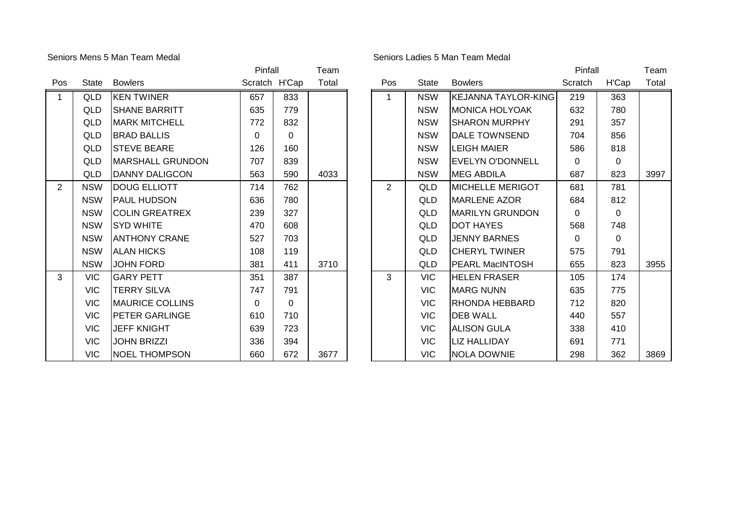Seniors Mens 5 Man Team Medal

| Pos | State | Bowlers | Pinfall Scratch | H'Cap | Team Total |
|---|---|---|---|---|---|
| 1 | QLD | KEN TWINER | 657 | 833 | |
| | QLD | SHANE BARRITT | 635 | 779 | |
| | QLD | MARK MITCHELL | 772 | 832 | |
| | QLD | BRAD BALLIS | 0 | 0 | |
| | QLD | STEVE BEARE | 126 | 160 | |
| | QLD | MARSHALL GRUNDON | 707 | 839 | |
| | QLD | DANNY DALIGCON | 563 | 590 | 4033 |
| 2 | NSW | DOUG ELLIOTT | 714 | 762 | |
| | NSW | PAUL HUDSON | 636 | 780 | |
| | NSW | COLIN GREATREX | 239 | 327 | |
| | NSW | SYD WHITE | 470 | 608 | |
| | NSW | ANTHONY CRANE | 527 | 703 | |
| | NSW | ALAN HICKS | 108 | 119 | |
| | NSW | JOHN FORD | 381 | 411 | 3710 |
| 3 | VIC | GARY PETT | 351 | 387 | |
| | VIC | TERRY SILVA | 747 | 791 | |
| | VIC | MAURICE COLLINS | 0 | 0 | |
| | VIC | PETER GARLINGE | 610 | 710 | |
| | VIC | JEFF KNIGHT | 639 | 723 | |
| | VIC | JOHN BRIZZI | 336 | 394 | |
| | VIC | NOEL THOMPSON | 660 | 672 | 3677 |

Seniors Ladies 5 Man Team Medal

| Pos | State | Bowlers | Pinfall Scratch | H'Cap | Team Total |
|---|---|---|---|---|---|
| 1 | NSW | KEJANNA TAYLOR-KING | 219 | 363 | |
| | NSW | MONICA HOLYOAK | 632 | 780 | |
| | NSW | SHARON MURPHY | 291 | 357 | |
| | NSW | DALE TOWNSEND | 704 | 856 | |
| | NSW | LEIGH MAIER | 586 | 818 | |
| | NSW | EVELYN O'DONNELL | 0 | 0 | |
| | NSW | MEG ABDILA | 687 | 823 | 3997 |
| 2 | QLD | MICHELLE MERIGOT | 681 | 781 | |
| | QLD | MARLENE AZOR | 684 | 812 | |
| | QLD | MARILYN GRUNDON | 0 | 0 | |
| | QLD | DOT HAYES | 568 | 748 | |
| | QLD | JENNY BARNES | 0 | 0 | |
| | QLD | CHERYL TWINER | 575 | 791 | |
| | QLD | PEARL MacINTOSH | 655 | 823 | 3955 |
| 3 | VIC | HELEN FRASER | 105 | 174 | |
| | VIC | MARG NUNN | 635 | 775 | |
| | VIC | RHONDA HEBBARD | 712 | 820 | |
| | VIC | DEB WALL | 440 | 557 | |
| | VIC | ALISON GULA | 338 | 410 | |
| | VIC | LIZ HALLIDAY | 691 | 771 | |
| | VIC | NOLA DOWNIE | 298 | 362 | 3869 |